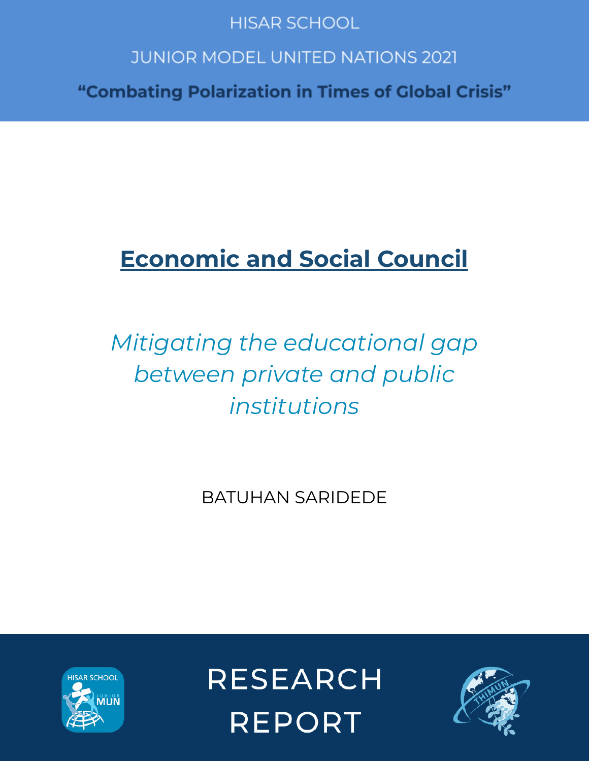HISAR SCHOOL

JUNIOR MODEL UNITED NATIONS 2021

**"Combating Polarization in Times of Global Crisis"**

# Economic and Social Council

## *Mitigating the educational gap between private and public institutions*

BATUHAN SARIDEDE

RESEARCH REPORT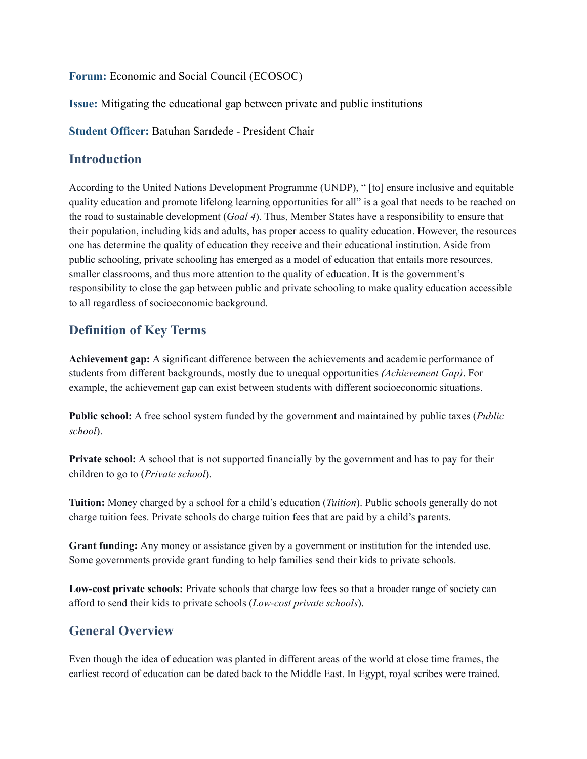**Forum:** Economic and Social Council (ECOSOC)

**Issue:** Mitigating the educational gap between private and public institutions

**Student Officer:** Batuhan Sarıdede - President Chair

## Introduction

According to the United Nations Development Programme (UNDP), " [to] ensure inclusive and equitable quality education and promote lifelong learning opportunities for all" is a goal that needs to be reached on the road to sustainable development (*Goal 4*). Thus, Member States have a responsibility to ensure that their population, including kids and adults, has proper access to quality education. However, the resources one has determine the quality of education they receive and their educational institution. Aside from public schooling, private schooling has emerged as a model of education that entails more resources, smaller classrooms, and thus more attention to the quality of education. It is the government's responsibility to close the gap between public and private schooling to make quality education accessible to all regardless of socioeconomic background.

## Definition of Key Terms

**Achievement gap:** A significant difference between the achievements and academic performance of students from different backgrounds, mostly due to unequal opportunities *(Achievement Gap)*. For example, the achievement gap can exist between students with different socioeconomic situations.

**Public school:** A free school system funded by the government and maintained by public taxes (*Public school*).

**Private school:** A school that is not supported financially by the government and has to pay for their children to go to (*Private school*).

**Tuition:** Money charged by a school for a child's education (*Tuition*). Public schools generally do not charge tuition fees. Private schools do charge tuition fees that are paid by a child's parents.

**Grant funding:** Any money or assistance given by a government or institution for the intended use. Some governments provide grant funding to help families send their kids to private schools.

**Low-cost private schools:** Private schools that charge low fees so that a broader range of society can afford to send their kids to private schools (*Low-cost private schools*).

## General Overview

Even though the idea of education was planted in different areas of the world at close time frames, the earliest record of education can be dated back to the Middle East. In Egypt, royal scribes were trained.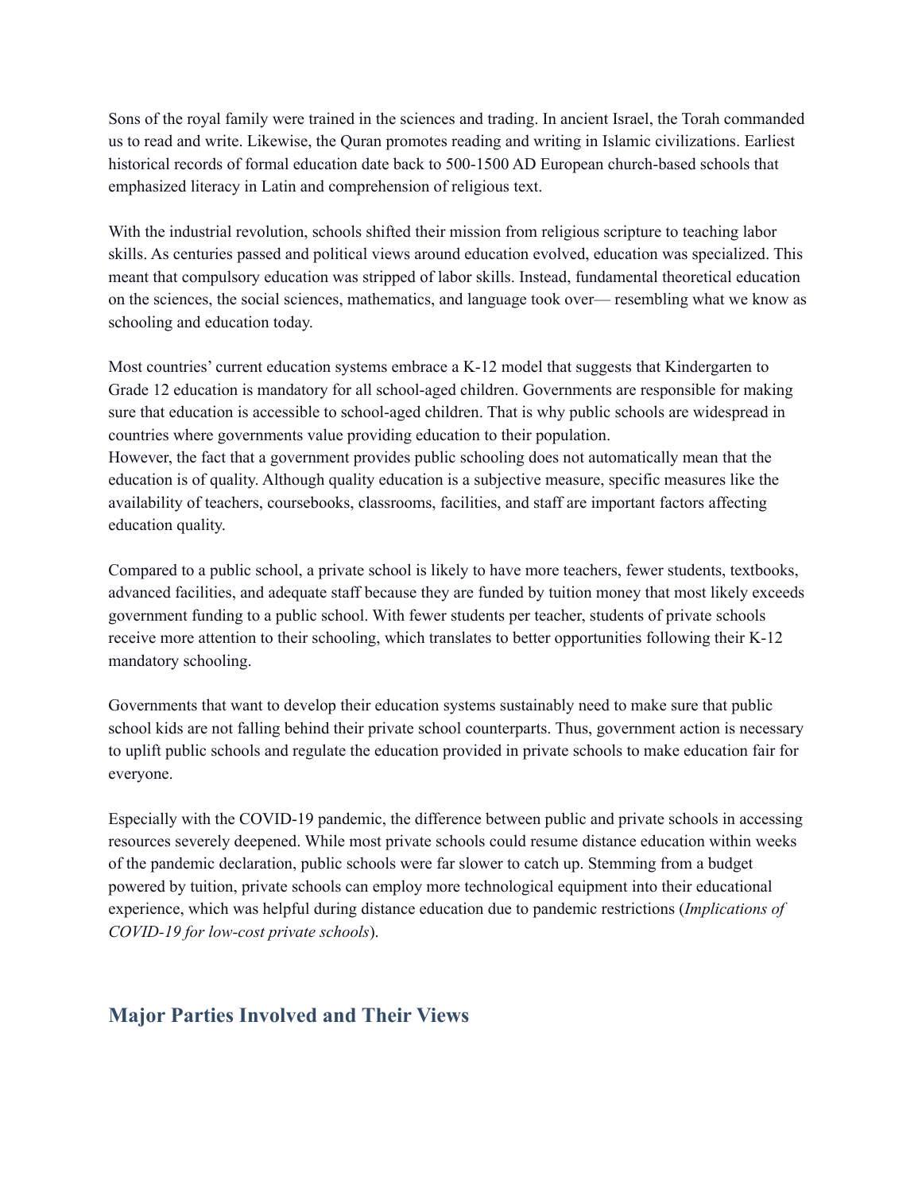Sons of the royal family were trained in the sciences and trading. In ancient Israel, the Torah commanded us to read and write. Likewise, the Quran promotes reading and writing in Islamic civilizations. Earliest historical records of formal education date back to 500-1500 AD European church-based schools that emphasized literacy in Latin and comprehension of religious text.

With the industrial revolution, schools shifted their mission from religious scripture to teaching labor skills. As centuries passed and political views around education evolved, education was specialized. This meant that compulsory education was stripped of labor skills. Instead, fundamental theoretical education on the sciences, the social sciences, mathematics, and language took over— resembling what we know as schooling and education today.

Most countries' current education systems embrace a K-12 model that suggests that Kindergarten to Grade 12 education is mandatory for all school-aged children. Governments are responsible for making sure that education is accessible to school-aged children. That is why public schools are widespread in countries where governments value providing education to their population.
However, the fact that a government provides public schooling does not automatically mean that the education is of quality. Although quality education is a subjective measure, specific measures like the availability of teachers, coursebooks, classrooms, facilities, and staff are important factors affecting education quality.

Compared to a public school, a private school is likely to have more teachers, fewer students, textbooks, advanced facilities, and adequate staff because they are funded by tuition money that most likely exceeds government funding to a public school. With fewer students per teacher, students of private schools receive more attention to their schooling, which translates to better opportunities following their K-12 mandatory schooling.

Governments that want to develop their education systems sustainably need to make sure that public school kids are not falling behind their private school counterparts. Thus, government action is necessary to uplift public schools and regulate the education provided in private schools to make education fair for everyone.

Especially with the COVID-19 pandemic, the difference between public and private schools in accessing resources severely deepened. While most private schools could resume distance education within weeks of the pandemic declaration, public schools were far slower to catch up. Stemming from a budget powered by tuition, private schools can employ more technological equipment into their educational experience, which was helpful during distance education due to pandemic restrictions (*Implications of COVID-19 for low-cost private schools*).

## Major Parties Involved and Their Views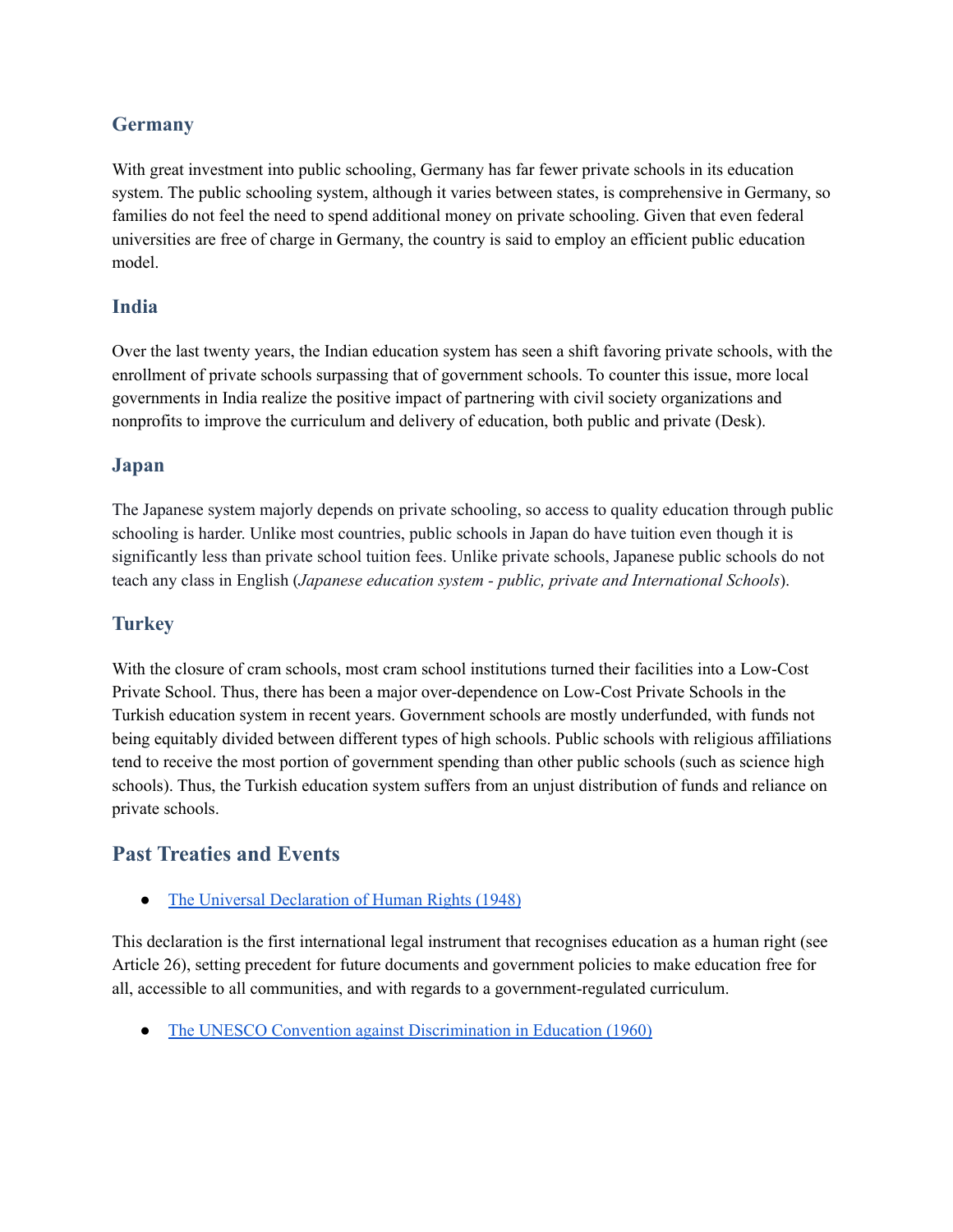### Germany

With great investment into public schooling, Germany has far fewer private schools in its education system. The public schooling system, although it varies between states, is comprehensive in Germany, so families do not feel the need to spend additional money on private schooling. Given that even federal universities are free of charge in Germany, the country is said to employ an efficient public education model.

### India

Over the last twenty years, the Indian education system has seen a shift favoring private schools, with the enrollment of private schools surpassing that of government schools. To counter this issue, more local governments in India realize the positive impact of partnering with civil society organizations and nonprofits to improve the curriculum and delivery of education, both public and private (Desk).

### Japan

The Japanese system majorly depends on private schooling, so access to quality education through public schooling is harder. Unlike most countries, public schools in Japan do have tuition even though it is significantly less than private school tuition fees. Unlike private schools, Japanese public schools do not teach any class in English (*Japanese education system - public, private and International Schools*).

### Turkey

With the closure of cram schools, most cram school institutions turned their facilities into a Low-Cost Private School. Thus, there has been a major over-dependence on Low-Cost Private Schools in the Turkish education system in recent years. Government schools are mostly underfunded, with funds not being equitably divided between different types of high schools. Public schools with religious affiliations tend to receive the most portion of government spending than other public schools (such as science high schools). Thus, the Turkish education system suffers from an unjust distribution of funds and reliance on private schools.

## Past Treaties and Events

- The Universal Declaration of Human Rights (1948)

This declaration is the first international legal instrument that recognises education as a human right (see Article 26), setting precedent for future documents and government policies to make education free for all, accessible to all communities, and with regards to a government-regulated curriculum.

- The UNESCO Convention against Discrimination in Education (1960)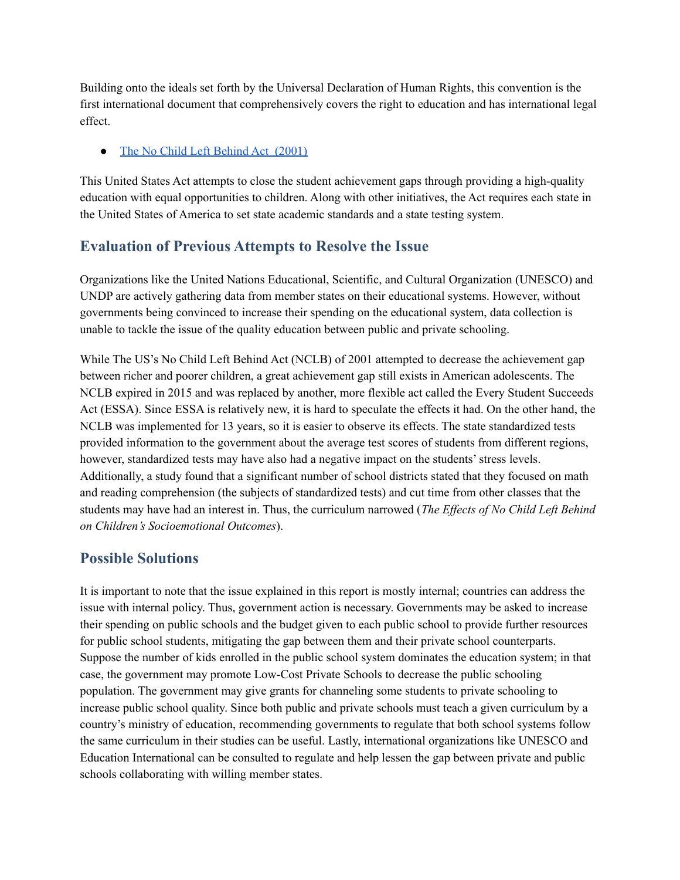Building onto the ideals set forth by the Universal Declaration of Human Rights, this convention is the first international document that comprehensively covers the right to education and has international legal effect.

- The No Child Left Behind Act  (2001)

This United States Act attempts to close the student achievement gaps through providing a high-quality education with equal opportunities to children. Along with other initiatives, the Act requires each state in the United States of America to set state academic standards and a state testing system.

## Evaluation of Previous Attempts to Resolve the Issue

Organizations like the United Nations Educational, Scientific, and Cultural Organization (UNESCO) and UNDP are actively gathering data from member states on their educational systems. However, without governments being convinced to increase their spending on the educational system, data collection is unable to tackle the issue of the quality education between public and private schooling.

While The US's No Child Left Behind Act (NCLB) of 2001 attempted to decrease the achievement gap between richer and poorer children, a great achievement gap still exists in American adolescents. The NCLB expired in 2015 and was replaced by another, more flexible act called the Every Student Succeeds Act (ESSA). Since ESSA is relatively new, it is hard to speculate the effects it had. On the other hand, the NCLB was implemented for 13 years, so it is easier to observe its effects. The state standardized tests provided information to the government about the average test scores of students from different regions, however, standardized tests may have also had a negative impact on the students' stress levels. Additionally, a study found that a significant number of school districts stated that they focused on math and reading comprehension (the subjects of standardized tests) and cut time from other classes that the students may have had an interest in. Thus, the curriculum narrowed (*The Effects of No Child Left Behind on Children's Socioemotional Outcomes*).

## Possible Solutions

It is important to note that the issue explained in this report is mostly internal; countries can address the issue with internal policy. Thus, government action is necessary. Governments may be asked to increase their spending on public schools and the budget given to each public school to provide further resources for public school students, mitigating the gap between them and their private school counterparts. Suppose the number of kids enrolled in the public school system dominates the education system; in that case, the government may promote Low-Cost Private Schools to decrease the public schooling population. The government may give grants for channeling some students to private schooling to increase public school quality. Since both public and private schools must teach a given curriculum by a country's ministry of education, recommending governments to regulate that both school systems follow the same curriculum in their studies can be useful. Lastly, international organizations like UNESCO and Education International can be consulted to regulate and help lessen the gap between private and public schools collaborating with willing member states.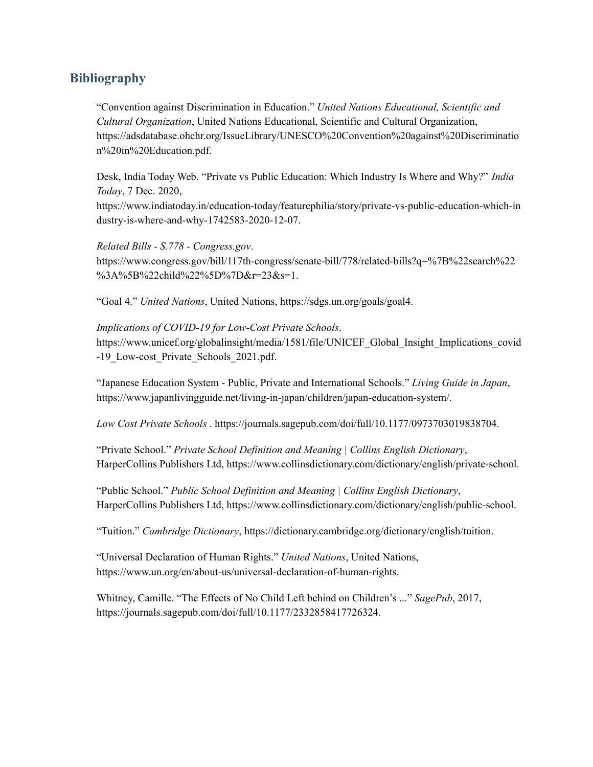## Bibliography

"Convention against Discrimination in Education." *United Nations Educational, Scientific and Cultural Organization*, United Nations Educational, Scientific and Cultural Organization, https://adsdatabase.ohchr.org/IssueLibrary/UNESCO%20Convention%20against%20Discrimination%20in%20Education.pdf.

Desk, India Today Web. "Private vs Public Education: Which Industry Is Where and Why?" *India Today*, 7 Dec. 2020, https://www.indiatoday.in/education-today/featurephilia/story/private-vs-public-education-which-industry-is-where-and-why-1742583-2020-12-07.

*Related Bills - S.778 - Congress.gov*. https://www.congress.gov/bill/117th-congress/senate-bill/778/related-bills?q=%7B%22search%22%3A%5B%22child%22%5D%7D&r=23&s=1.

"Goal 4." *United Nations*, United Nations, https://sdgs.un.org/goals/goal4.

*Implications of COVID-19 for Low-Cost Private Schools*. https://www.unicef.org/globalinsight/media/1581/file/UNICEF_Global_Insight_Implications_covid-19_Low-cost_Private_Schools_2021.pdf.

"Japanese Education System - Public, Private and International Schools." *Living Guide in Japan*, https://www.japanlivingguide.net/living-in-japan/children/japan-education-system/.

*Low Cost Private Schools* . https://journals.sagepub.com/doi/full/10.1177/0973703019838704.

"Private School." *Private School Definition and Meaning | Collins English Dictionary*, HarperCollins Publishers Ltd, https://www.collinsdictionary.com/dictionary/english/private-school.

"Public School." *Public School Definition and Meaning | Collins English Dictionary*, HarperCollins Publishers Ltd, https://www.collinsdictionary.com/dictionary/english/public-school.

"Tuition." *Cambridge Dictionary*, https://dictionary.cambridge.org/dictionary/english/tuition.

"Universal Declaration of Human Rights." *United Nations*, United Nations, https://www.un.org/en/about-us/universal-declaration-of-human-rights.

Whitney, Camille. "The Effects of No Child Left behind on Children's ..." *SagePub*, 2017, https://journals.sagepub.com/doi/full/10.1177/2332858417726324.